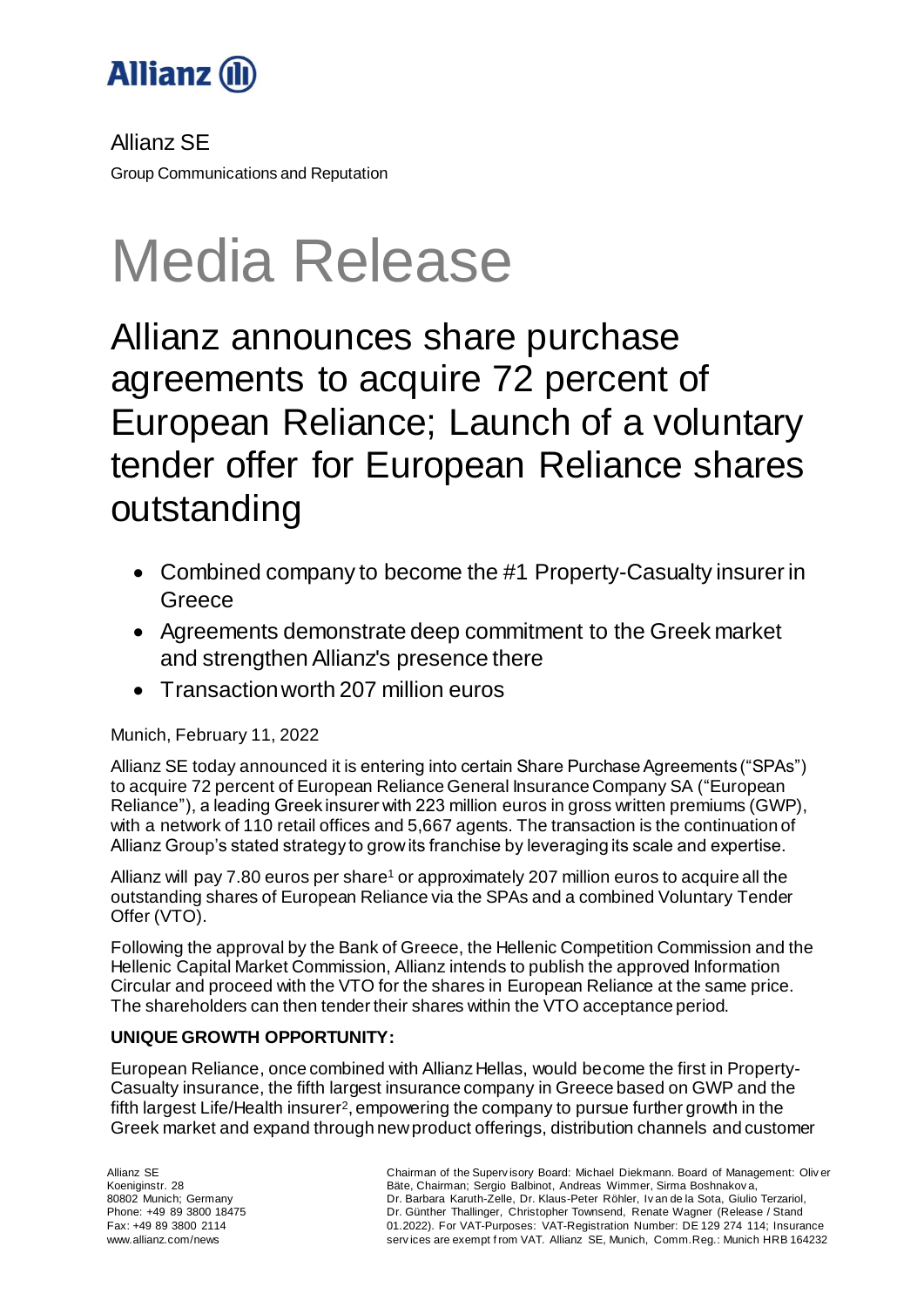Allianz SE

Group Communications and Reputation

# Media Release

## Allianz announces share purchase agreements to acquire 72 percent of European Reliance; Launch of a voluntary tender offer for European Reliance shares outstanding

- Combined company to become the #1 Property-Casualty insurer in Greece
- Agreements demonstrate deep commitment to the Greek market and strengthen Allianz's presence there
- Transaction worth 207 million euros

Munich, February 11, 2022

Allianz SE today announced it is entering into certain Share Purchase Agreements ("SPAs") to acquire 72 percent of European Reliance General Insurance Company SA ("European Reliance"), a leading Greek insurer with 223 million euros in gross written premiums (GWP), with a network of 110 retail offices and 5,667 agents. The transaction is the continuation of Allianz Group's stated strategy to grow its franchise by leveraging its scale and expertise.

Allianz will pay 7.80 euros per share[1] or approximately 207 million euros to acquire all the outstanding shares of European Reliance via the SPAs and a combined Voluntary Tender Offer (VTO).

Following the approval by the Bank of Greece, the Hellenic Competition Commission and the Hellenic Capital Market Commission, Allianz intends to publish the approved Information Circular and proceed with the VTO for the shares in European Reliance at the same price. The shareholders can then tender their shares within the VTO acceptance period.

**UNIQUE GROWTH OPPORTUNITY:**

European Reliance, once combined with Allianz Hellas, would become the first in Property-Casualty insurance, the fifth largest insurance company in Greece based on GWP and the fifth largest Life/Health insurer[2], empowering the company to pursue further growth in the Greek market and expand through new product offerings, distribution channels and customer

Allianz SE
Koeniginstr. 28
80802 Munich; Germany
Phone: +49 89 3800 18475
Fax: +49 89 3800 2114
www.allianz.com/news

Chairman of the Supervisory Board: Michael Diekmann. Board of Management: Oliver Bäte, Chairman; Sergio Balbinot, Andreas Wimmer, Sirma Boshnakova, Dr. Barbara Karuth-Zelle, Dr. Klaus-Peter Röhler, Ivan de la Sota, Giulio Terzariol, Dr. Günther Thallinger, Christopher Townsend, Renate Wagner (Release / Stand 01.2022). For VAT-Purposes: VAT-Registration Number: DE 129 274 114; Insurance services are exempt from VAT. Allianz SE, Munich, Comm.Reg.: Munich HRB 164232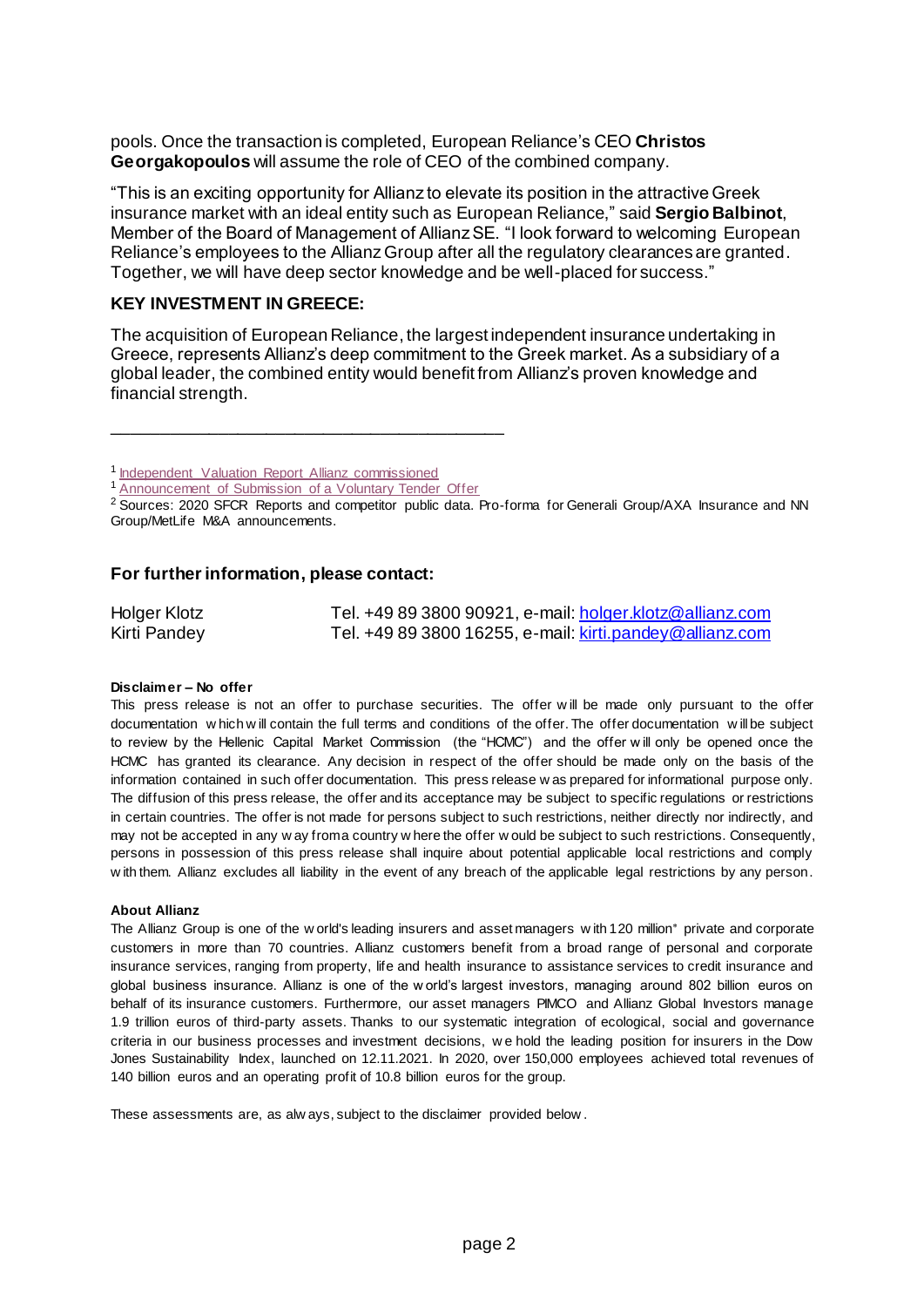pools. Once the transaction is completed, European Reliance's CEO **Christos Georgakopoulos** will assume the role of CEO of the combined company.

"This is an exciting opportunity for Allianz to elevate its position in the attractive Greek insurance market with an ideal entity such as European Reliance," said **Sergio Balbinot**, Member of the Board of Management of Allianz SE. "I look forward to welcoming European Reliance's employees to the Allianz Group after all the regulatory clearances are granted. Together, we will have deep sector knowledge and be well-placed for success."

**KEY INVESTMENT IN GREECE:**

The acquisition of European Reliance, the largest independent insurance undertaking in Greece, represents Allianz's deep commitment to the Greek market. As a subsidiary of a global leader, the combined entity would benefit from Allianz's proven knowledge and financial strength.

---

[1] Independent Valuation Report Allianz commissioned
[1] Announcement of Submission of a Voluntary Tender Offer
[2] Sources: 2020 SFCR Reports and competitor public data. Pro-forma for Generali Group/AXA Insurance and NN Group/MetLife M&A announcements.

**For further information, please contact:**

| | |
|---|---|
| Holger Klotz | Tel. +49 89 3800 90921, e-mail: holger.klotz@allianz.com |
| Kirti Pandey | Tel. +49 89 3800 16255, e-mail: kirti.pandey@allianz.com |

**Disclaimer – No offer**

This press release is not an offer to purchase securities. The offer will be made only pursuant to the offer documentation which will contain the full terms and conditions of the offer. The offer documentation will be subject to review by the Hellenic Capital Market Commission (the "HCMC") and the offer will only be opened once the HCMC has granted its clearance. Any decision in respect of the offer should be made only on the basis of the information contained in such offer documentation. This press release was prepared for informational purpose only. The diffusion of this press release, the offer and its acceptance may be subject to specific regulations or restrictions in certain countries. The offer is not made for persons subject to such restrictions, neither directly nor indirectly, and may not be accepted in any way from a country where the offer would be subject to such restrictions. Consequently, persons in possession of this press release shall inquire about potential applicable local restrictions and comply with them. Allianz excludes all liability in the event of any breach of the applicable legal restrictions by any person.

**About Allianz**

The Allianz Group is one of the world's leading insurers and asset managers with 120 million* private and corporate customers in more than 70 countries. Allianz customers benefit from a broad range of personal and corporate insurance services, ranging from property, life and health insurance to assistance services to credit insurance and global business insurance. Allianz is one of the world's largest investors, managing around 802 billion euros on behalf of its insurance customers. Furthermore, our asset managers PIMCO and Allianz Global Investors manage 1.9 trillion euros of third-party assets. Thanks to our systematic integration of ecological, social and governance criteria in our business processes and investment decisions, we hold the leading position for insurers in the Dow Jones Sustainability Index, launched on 12.11.2021. In 2020, over 150,000 employees achieved total revenues of 140 billion euros and an operating profit of 10.8 billion euros for the group.

These assessments are, as always, subject to the disclaimer provided below.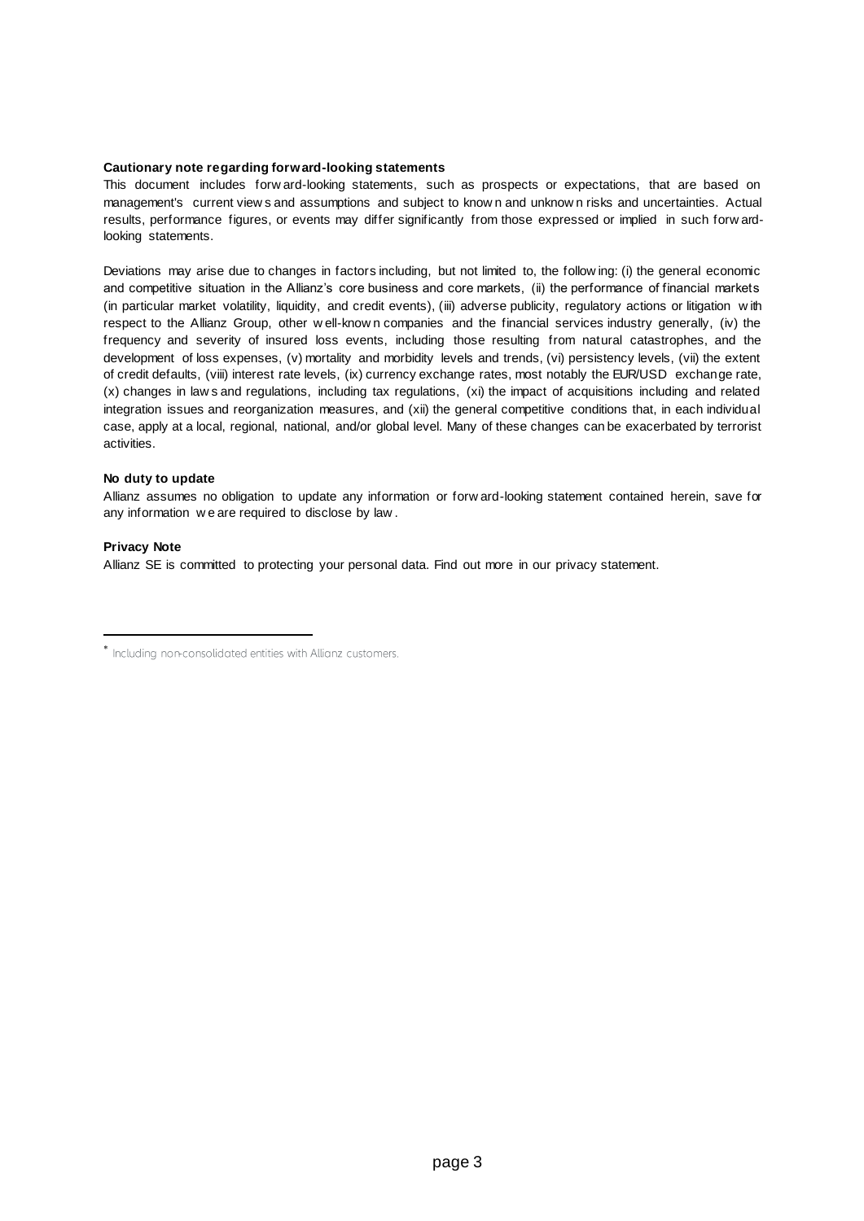**Cautionary note regarding forward-looking statements**

This document includes forward-looking statements, such as prospects or expectations, that are based on management's current views and assumptions and subject to known and unknown risks and uncertainties. Actual results, performance figures, or events may differ significantly from those expressed or implied in such forward-looking statements.

Deviations may arise due to changes in factors including, but not limited to, the following: (i) the general economic and competitive situation in the Allianz's core business and core markets, (ii) the performance of financial markets (in particular market volatility, liquidity, and credit events), (iii) adverse publicity, regulatory actions or litigation with respect to the Allianz Group, other well-known companies and the financial services industry generally, (iv) the frequency and severity of insured loss events, including those resulting from natural catastrophes, and the development of loss expenses, (v) mortality and morbidity levels and trends, (vi) persistency levels, (vii) the extent of credit defaults, (viii) interest rate levels, (ix) currency exchange rates, most notably the EUR/USD exchange rate, (x) changes in laws and regulations, including tax regulations, (xi) the impact of acquisitions including and related integration issues and reorganization measures, and (xii) the general competitive conditions that, in each individual case, apply at a local, regional, national, and/or global level. Many of these changes can be exacerbated by terrorist activities.

**No duty to update**

Allianz assumes no obligation to update any information or forward-looking statement contained herein, save for any information we are required to disclose by law.

**Privacy Note**

Allianz SE is committed to protecting your personal data. Find out more in our privacy statement.

---

* Including non-consolidated entities with Allianz customers.